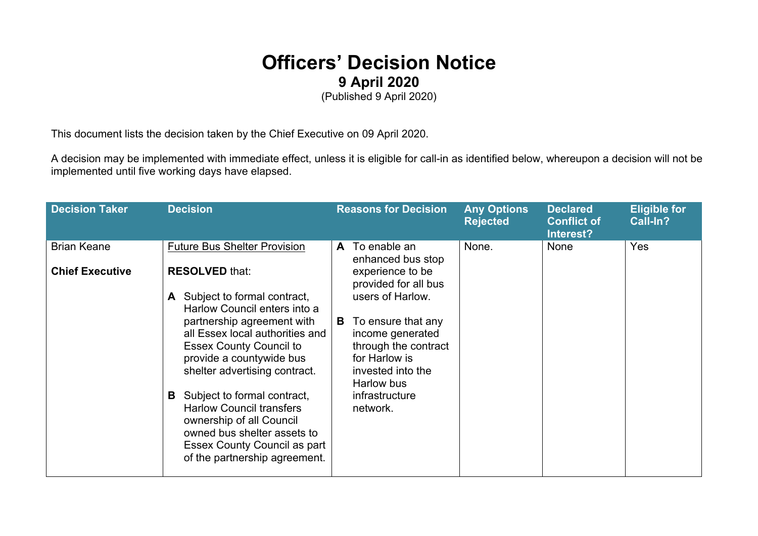# Officers' Decision Notice

## 9 April 2020

(Published 9 April 2020)

This document lists the decision taken by the Chief Executive on 09 April 2020.

A decision may be implemented with immediate effect, unless it is eligible for call-in as identified below, whereupon a decision will not be implemented until five working days have elapsed.

| Decision Taker | Decision | Reasons for Decision | Any Options Rejected | Declared Conflict of Interest? | Eligible for Call-In? |
|---|---|---|---|---|---|
| Brian Keane<br><br>**Chief Executive** | <u>Future Bus Shelter Provision</u><br><br>**RESOLVED** that:<br><br>**A** Subject to formal contract, Harlow Council enters into a partnership agreement with all Essex local authorities and Essex County Council to provide a countywide bus shelter advertising contract.<br><br>**B** Subject to formal contract, Harlow Council transfers ownership of all Council owned bus shelter assets to Essex County Council as part of the partnership agreement. | **A** To enable an enhanced bus stop experience to be provided for all bus users of Harlow.<br><br>**B** To ensure that any income generated through the contract for Harlow is invested into the Harlow bus infrastructure network. | None. | None | Yes |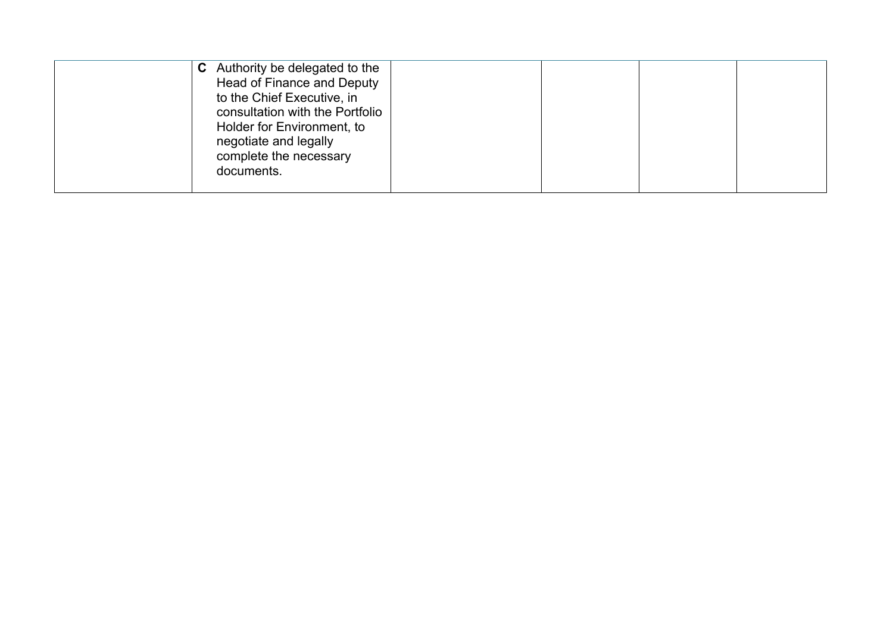| | | | | | |
|---|---|---|---|---|---|
| | **C** Authority be delegated to the Head of Finance and Deputy to the Chief Executive, in consultation with the Portfolio Holder for Environment, to negotiate and legally complete the necessary documents. | | | | |